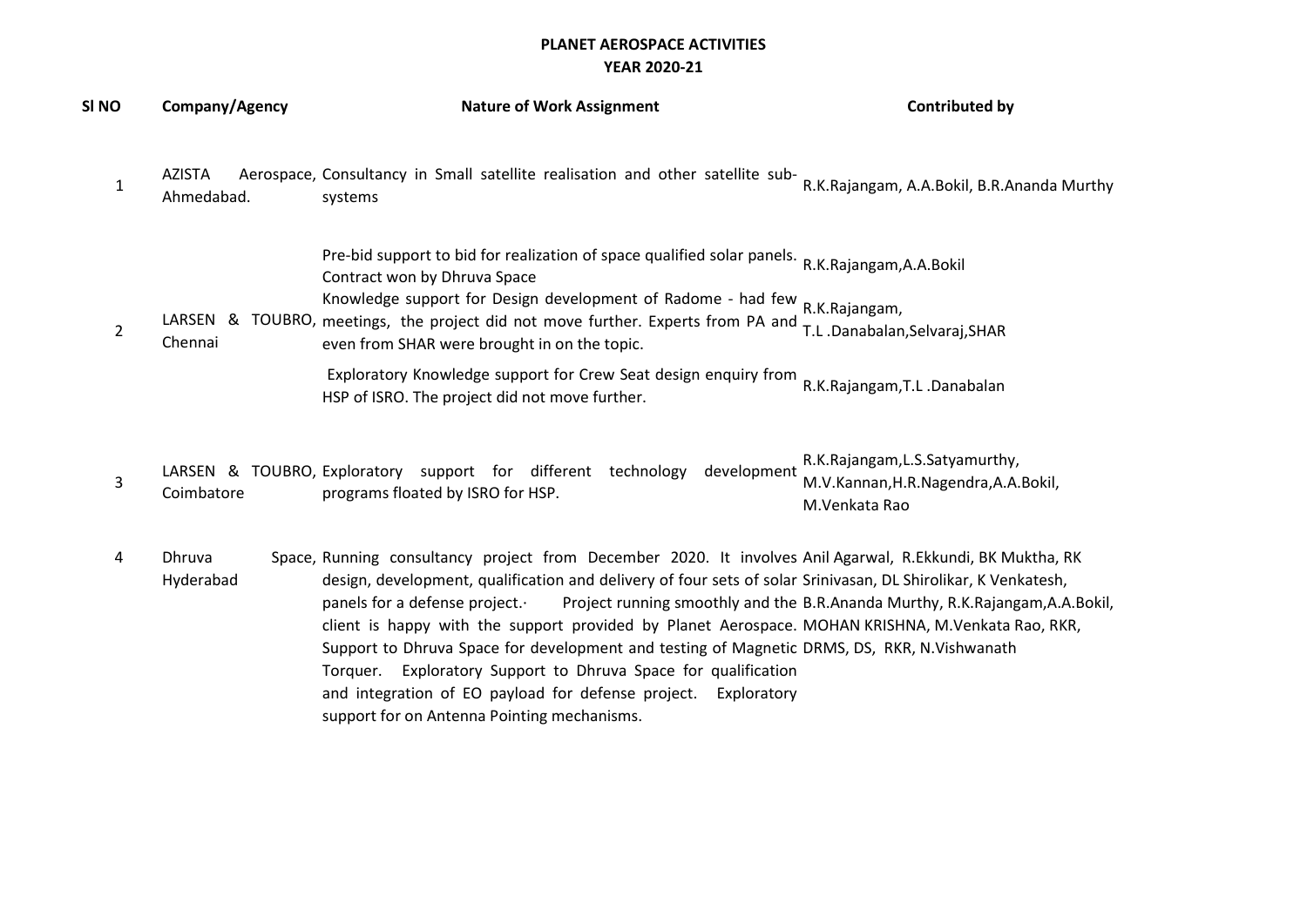**PLANET AEROSPACE ACTIVITIES**
**YEAR 2020-21**

| Sl NO | Company/Agency | Nature of Work Assignment | Contributed by |
|---|---|---|---|
| 1 | AZISTA Aerospace, Ahmedabad. | Consultancy in Small satellite realisation and other satellite sub-systems | R.K.Rajangam, A.A.Bokil, B.R.Ananda Murthy |
| 2 | LARSEN & TOUBRO, Chennai | Pre-bid support to bid for realization of space qualified solar panels. Contract won by Dhruva Space | R.K.Rajangam,A.A.Bokil |
| | | Knowledge support for Design development of Radome - had few meetings, the project did not move further. Experts from PA and even from SHAR were brought in on the topic. | R.K.Rajangam, T.L .Danabalan,Selvaraj,SHAR |
| | | Exploratory Knowledge support for Crew Seat design enquiry from HSP of ISRO. The project did not move further. | R.K.Rajangam,T.L .Danabalan |
| 3 | LARSEN & TOUBRO, Coimbatore | Exploratory support for different technology development programs floated by ISRO for HSP. | R.K.Rajangam,L.S.Satyamurthy, M.V.Kannan,H.R.Nagendra,A.A.Bokil, M.Venkata Rao |
| 4 | Dhruva Space, Hyderabad | Running consultancy project from December 2020. It involves design, development, qualification and delivery of four sets of solar panels for a defense project.· Project running smoothly and the client is happy with the support provided by Planet Aerospace. Support to Dhruva Space for development and testing of Magnetic Torquer. Exploratory Support to Dhruva Space for qualification and integration of EO payload for defense project. Exploratory support for on Antenna Pointing mechanisms. | Anil Agarwal, R.Ekkundi, BK Muktha, RK Srinivasan, DL Shirolikar, K Venkatesh, B.R.Ananda Murthy, R.K.Rajangam,A.A.Bokil, MOHAN KRISHNA, M.Venkata Rao, RKR, DRMS, DS, RKR, N.Vishwanath |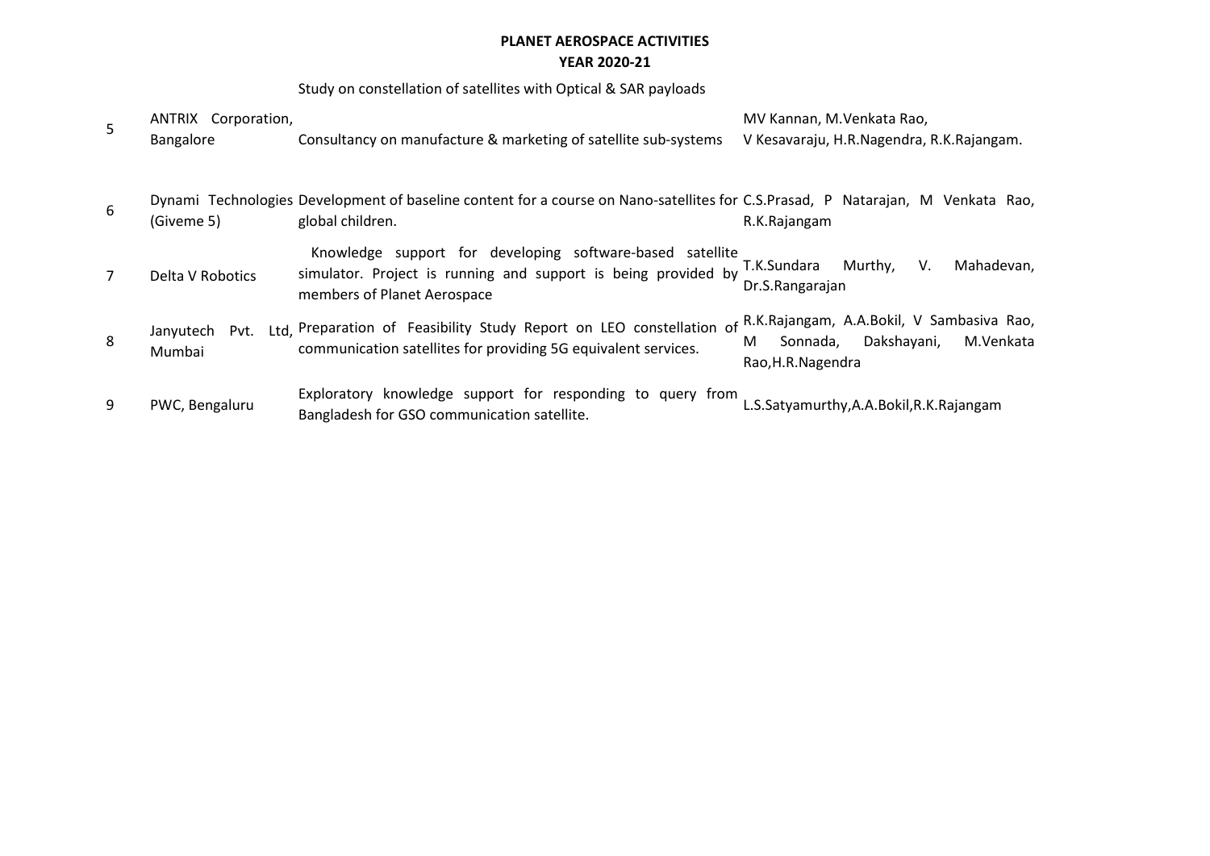**PLANET AEROSPACE ACTIVITIES**
**YEAR 2020-21**

| | | | |
|---|---|---|---|
| | | Study on constellation of satellites with Optical & SAR payloads | |
| 5 | ANTRIX Corporation, Bangalore | Consultancy on manufacture & marketing of satellite sub-systems | MV Kannan, M.Venkata Rao, V Kesavaraju, H.R.Nagendra, R.K.Rajangam. |
| 6 | Dynami Technologies (Giveme 5) | Development of baseline content for a course on Nano-satellites for global children. | C.S.Prasad, P Natarajan, M Venkata Rao, R.K.Rajangam |
| 7 | Delta V Robotics | Knowledge support for developing software-based satellite simulator. Project is running and support is being provided by members of Planet Aerospace | T.K.Sundara Murthy, V. Mahadevan, Dr.S.Rangarajan |
| 8 | Janyutech Pvt. Ltd, Mumbai | Preparation of Feasibility Study Report on LEO constellation of communication satellites for providing 5G equivalent services. | R.K.Rajangam, A.A.Bokil, V Sambasiva Rao, M Sonnada, Dakshayani, M.Venkata Rao,H.R.Nagendra |
| 9 | PWC, Bengaluru | Exploratory knowledge support for responding to query from Bangladesh for GSO communication satellite. | L.S.Satyamurthy,A.A.Bokil,R.K.Rajangam |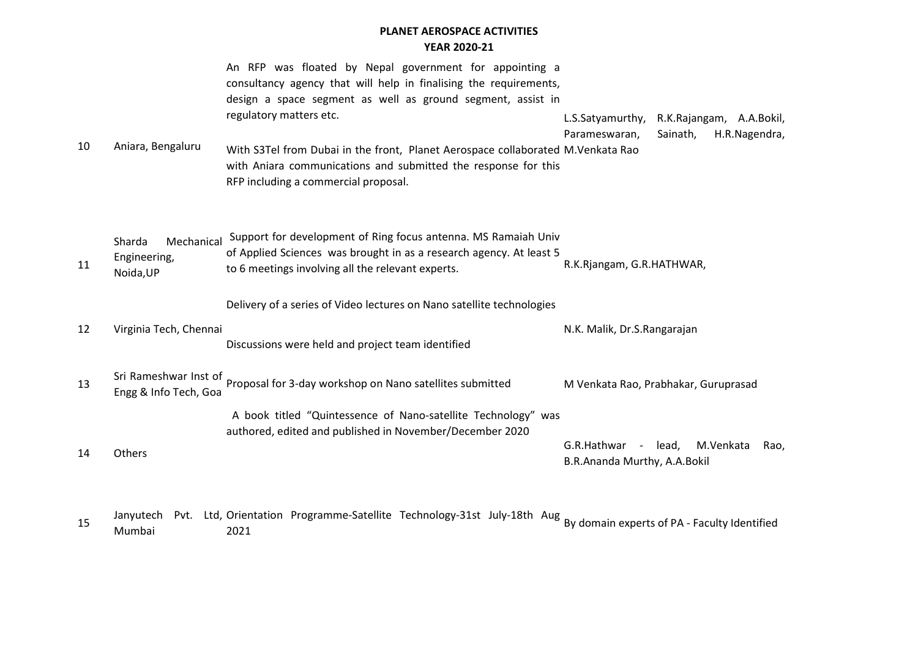**PLANET AEROSPACE ACTIVITIES**
**YEAR 2020-21**

| | | | |
|---|---|---|---|
| 10 | Aniara, Bengaluru | An RFP was floated by Nepal government for appointing a consultancy agency that will help in finalising the requirements, design a space segment as well as ground segment, assist in regulatory matters etc.<br><br>With S3Tel from Dubai in the front, Planet Aerospace collaborated with Aniara communications and submitted the response for this RFP including a commercial proposal. | L.S.Satyamurthy, R.K.Rajangam, A.A.Bokil, Parameswaran, Sainath, H.R.Nagendra, M.Venkata Rao |
| 11 | Sharda Mechanical Engineering, Noida,UP | Support for development of Ring focus antenna. MS Ramaiah Univ of Applied Sciences was brought in as a research agency. At least 5 to 6 meetings involving all the relevant experts. | R.K.Rjangam, G.R.HATHWAR, |
| 12 | Virginia Tech, Chennai | Delivery of a series of Video lectures on Nano satellite technologies<br><br>Discussions were held and project team identified | N.K. Malik, Dr.S.Rangarajan |
| 13 | Sri Rameshwar Inst of Engg & Info Tech, Goa | Proposal for 3-day workshop on Nano satellites submitted | M Venkata Rao, Prabhakar, Guruprasad |
| 14 | Others | A book titled "Quintessence of Nano-satellite Technology" was authored, edited and published in November/December 2020 | G.R.Hathwar - lead, M.Venkata Rao, B.R.Ananda Murthy, A.A.Bokil |
| 15 | Janyutech Pvt. Ltd, Mumbai | Orientation Programme-Satellite Technology-31st July-18th Aug 2021 | By domain experts of PA - Faculty Identified |